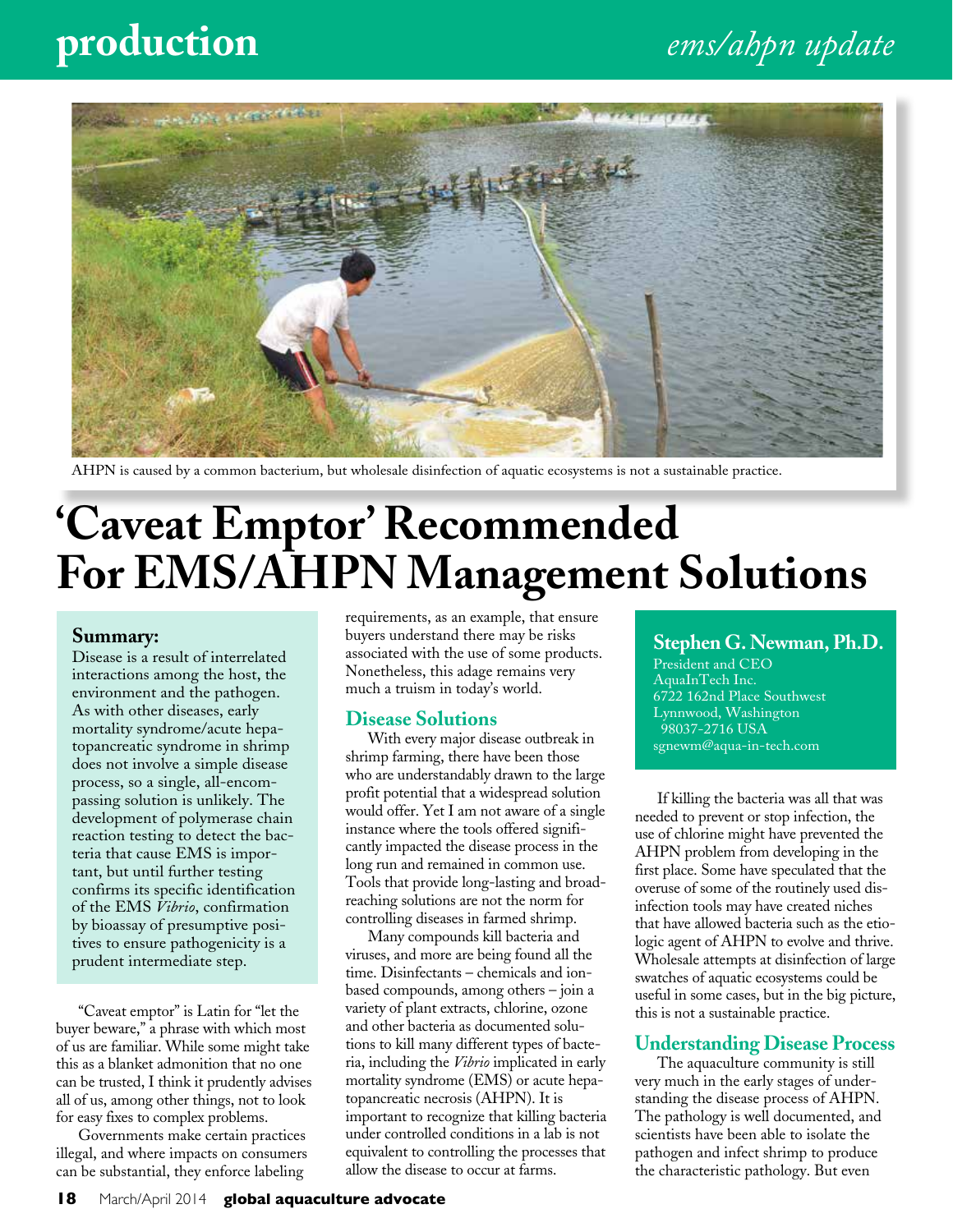AHPN is caused by a common bacterium, but wholesale disinfection of aquatic ecosystems is not a sustainable practice.

# 'Caveat Emptor' Recommended For EMS/AHPN Management Solutions

**Summary:**
Disease is a result of interrelated interactions among the host, the environment and the pathogen. As with other diseases, early mortality syndrome/acute hepatopancreatic syndrome in shrimp does not involve a simple disease process, so a single, all-encompassing solution is unlikely. The development of polymerase chain reaction testing to detect the bacteria that cause EMS is important, but until further testing confirms its specific identification of the EMS *Vibrio*, confirmation by bioassay of presumptive positives to ensure pathogenicity is a prudent intermediate step.

**Stephen G. Newman, Ph.D.**
President and CEO
AquaInTech Inc.
6722 162nd Place Southwest
Lynnwood, Washington
98037-2716 USA
sgnewm@aqua-in-tech.com

"Caveat emptor" is Latin for "let the buyer beware," a phrase with which most of us are familiar. While some might take this as a blanket admonition that no one can be trusted, I think it prudently advises all of us, among other things, not to look for easy fixes to complex problems.

Governments make certain practices illegal, and where impacts on consumers can be substantial, they enforce labeling requirements, as an example, that ensure buyers understand there may be risks associated with the use of some products. Nonetheless, this adage remains very much a truism in today's world.

## Disease Solutions

With every major disease outbreak in shrimp farming, there have been those who are understandably drawn to the large profit potential that a widespread solution would offer. Yet I am not aware of a single instance where the tools offered significantly impacted the disease process in the long run and remained in common use. Tools that provide long-lasting and broad-reaching solutions are not the norm for controlling diseases in farmed shrimp.

Many compounds kill bacteria and viruses, and more are being found all the time. Disinfectants – chemicals and ion-based compounds, among others – join a variety of plant extracts, chlorine, ozone and other bacteria as documented solutions to kill many different types of bacteria, including the *Vibrio* implicated in early mortality syndrome (EMS) or acute hepatopancreatic necrosis (AHPN). It is important to recognize that killing bacteria under controlled conditions in a lab is not equivalent to controlling the processes that allow the disease to occur at farms.

If killing the bacteria was all that was needed to prevent or stop infection, the use of chlorine might have prevented the AHPN problem from developing in the first place. Some have speculated that the overuse of some of the routinely used disinfection tools may have created niches that have allowed bacteria such as the etiologic agent of AHPN to evolve and thrive. Wholesale attempts at disinfection of large swathes of aquatic ecosystems could be useful in some cases, but in the big picture, this is not a sustainable practice.

## Understanding Disease Process

The aquaculture community is still very much in the early stages of understanding the disease process of AHPN. The pathology is well documented, and scientists have been able to isolate the pathogen and infect shrimp to produce the characteristic pathology. But even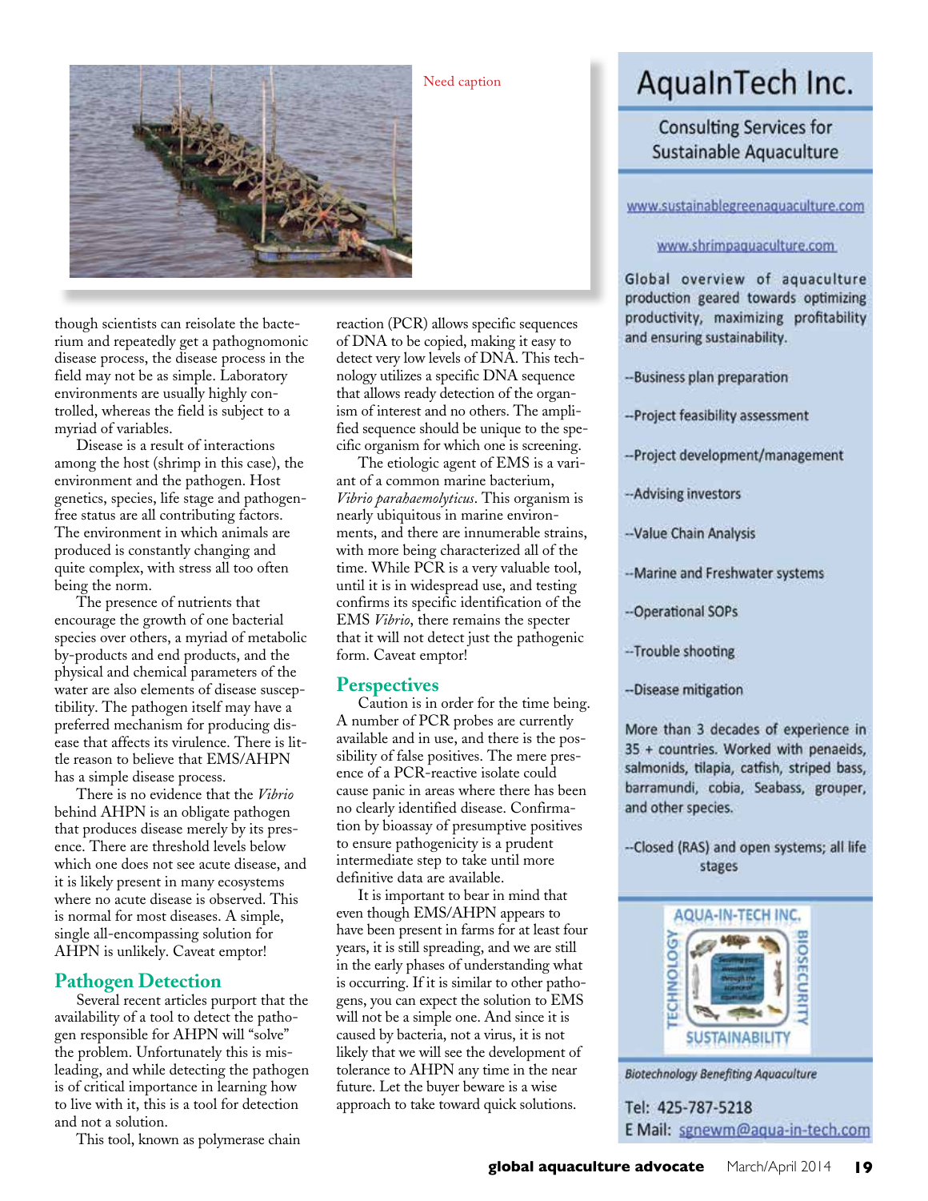Need caption

though scientists can reisolate the bacterium and repeatedly get a pathognomonic disease process, the disease process in the field may not be as simple. Laboratory environments are usually highly controlled, whereas the field is subject to a myriad of variables.

Disease is a result of interactions among the host (shrimp in this case), the environment and the pathogen. Host genetics, species, life stage and pathogen-free status are all contributing factors. The environment in which animals are produced is constantly changing and quite complex, with stress all too often being the norm.

The presence of nutrients that encourage the growth of one bacterial species over others, a myriad of metabolic by-products and end products, and the physical and chemical parameters of the water are also elements of disease susceptibility. The pathogen itself may have a preferred mechanism for producing disease that affects its virulence. There is little reason to believe that EMS/AHPN has a simple disease process.

There is no evidence that the *Vibrio* behind AHPN is an obligate pathogen that produces disease merely by its presence. There are threshold levels below which one does not see acute disease, and it is likely present in many ecosystems where no acute disease is observed. This is normal for most diseases. A simple, single all-encompassing solution for AHPN is unlikely. Caveat emptor!

## Pathogen Detection

Several recent articles purport that the availability of a tool to detect the pathogen responsible for AHPN will "solve" the problem. Unfortunately this is misleading, and while detecting the pathogen is of critical importance in learning how to live with it, this is a tool for detection and not a solution.

This tool, known as polymerase chain reaction (PCR) allows specific sequences of DNA to be copied, making it easy to detect very low levels of DNA. This technology utilizes a specific DNA sequence that allows ready detection of the organism of interest and no others. The amplified sequence should be unique to the specific organism for which one is screening.

The etiologic agent of EMS is a variant of a common marine bacterium, *Vibrio parahaemolyticus*. This organism is nearly ubiquitous in marine environments, and there are innumerable strains, with more being characterized all of the time. While PCR is a very valuable tool, until it is in widespread use, and testing confirms its specific identification of the EMS *Vibrio*, there remains the specter that it will not detect just the pathogenic form. Caveat emptor!

## Perspectives

Caution is in order for the time being. A number of PCR probes are currently available and in use, and there is the possibility of false positives. The mere presence of a PCR-reactive isolate could cause panic in areas where there has been no clearly identified disease. Confirmation by bioassay of presumptive positives to ensure pathogenicity is a prudent intermediate step to take until more definitive data are available.

It is important to bear in mind that even though EMS/AHPN appears to have been present in farms for at least four years, it is still spreading, and we are still in the early phases of understanding what is occurring. If it is similar to other pathogens, you can expect the solution to EMS will not be a simple one. And since it is caused by bacteria, not a virus, it is not likely that we will see the development of tolerance to AHPN any time in the near future. Let the buyer beware is a wise approach to take toward quick solutions.

# AquaInTech Inc.

Consulting Services for Sustainable Aquaculture

www.sustainablegreenaquaculture.com

www.shrimpaquaculture.com

Global overview of aquaculture production geared towards optimizing productivity, maximizing profitability and ensuring sustainability.

--Business plan preparation

--Project feasibility assessment

--Project development/management

--Advising investors

--Value Chain Analysis

--Marine and Freshwater systems

--Operational SOPs

--Trouble shooting

--Disease mitigation

More than 3 decades of experience in 35 + countries. Worked with penaeids, salmonids, tilapia, catfish, striped bass, barramundi, cobia, Seabass, grouper, and other species.

--Closed (RAS) and open systems; all life stages

AQUA-IN-TECH INC.

TECHNOLOGY BIOSECURITY SUSTAINABILITY

*Biotechnology Benefiting Aquaculture*

Tel: 425-787-5218

E Mail: sgnewm@aqua-in-tech.com